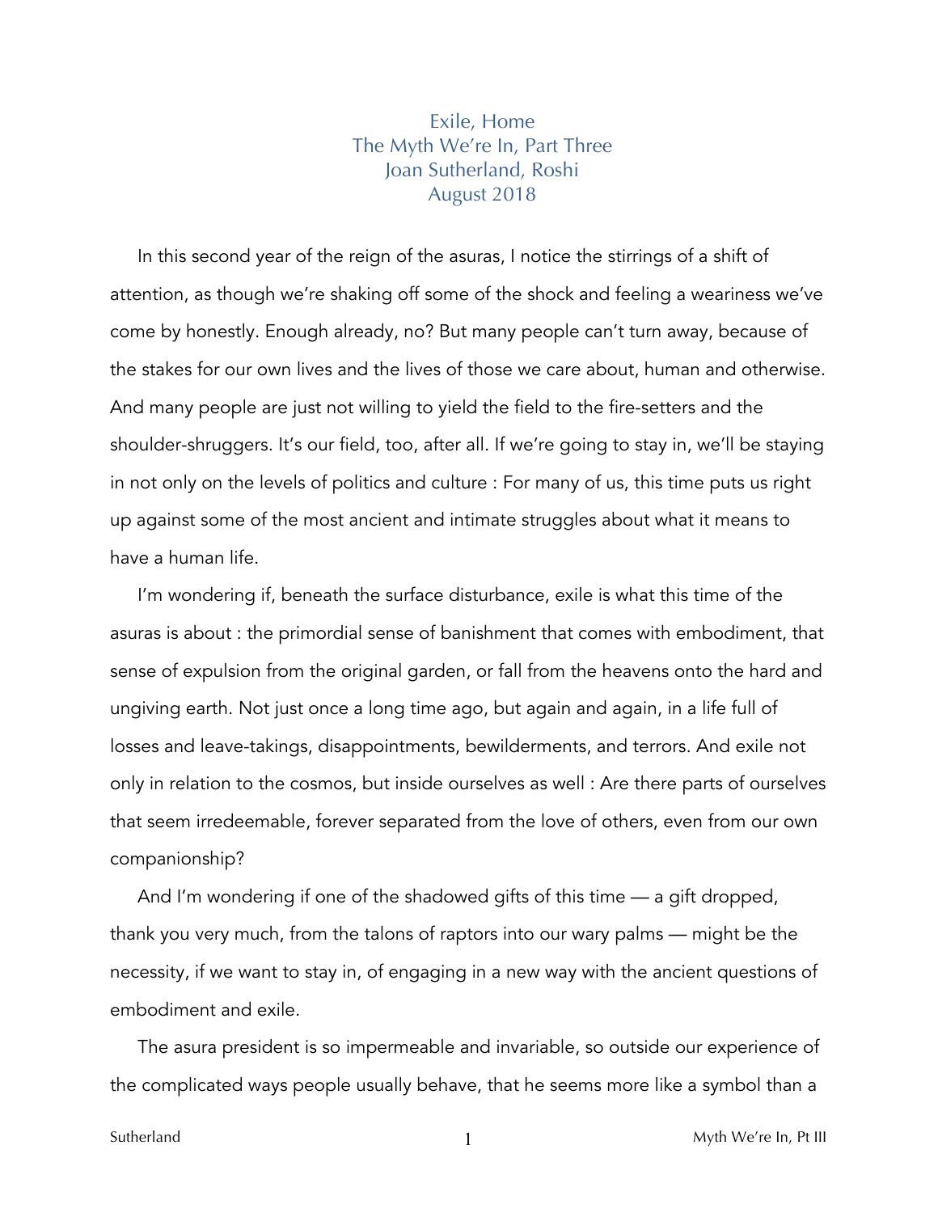# Exile, Home
## The Myth We're In, Part Three
### Joan Sutherland, Roshi
### August 2018

In this second year of the reign of the asuras, I notice the stirrings of a shift of attention, as though we're shaking off some of the shock and feeling a weariness we've come by honestly. Enough already, no? But many people can't turn away, because of the stakes for our own lives and the lives of those we care about, human and otherwise. And many people are just not willing to yield the field to the fire-setters and the shoulder-shruggers. It's our field, too, after all. If we're going to stay in, we'll be staying in not only on the levels of politics and culture : For many of us, this time puts us right up against some of the most ancient and intimate struggles about what it means to have a human life.

I'm wondering if, beneath the surface disturbance, exile is what this time of the asuras is about : the primordial sense of banishment that comes with embodiment, that sense of expulsion from the original garden, or fall from the heavens onto the hard and ungiving earth. Not just once a long time ago, but again and again, in a life full of losses and leave-takings, disappointments, bewilderments, and terrors. And exile not only in relation to the cosmos, but inside ourselves as well : Are there parts of ourselves that seem irredeemable, forever separated from the love of others, even from our own companionship?

And I'm wondering if one of the shadowed gifts of this time — a gift dropped, thank you very much, from the talons of raptors into our wary palms — might be the necessity, if we want to stay in, of engaging in a new way with the ancient questions of embodiment and exile.

The asura president is so impermeable and invariable, so outside our experience of the complicated ways people usually behave, that he seems more like a symbol than a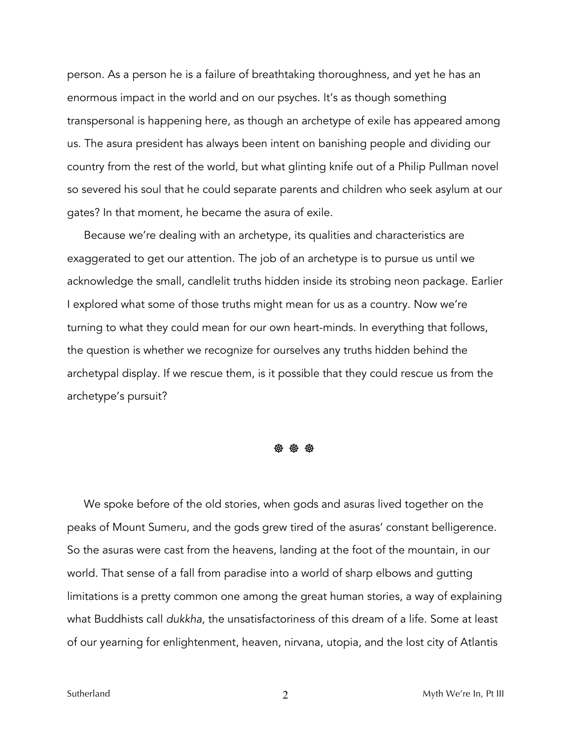person. As a person he is a failure of breathtaking thoroughness, and yet he has an enormous impact in the world and on our psyches. It's as though something transpersonal is happening here, as though an archetype of exile has appeared among us. The asura president has always been intent on banishing people and dividing our country from the rest of the world, but what glinting knife out of a Philip Pullman novel so severed his soul that he could separate parents and children who seek asylum at our gates? In that moment, he became the asura of exile.

Because we're dealing with an archetype, its qualities and characteristics are exaggerated to get our attention. The job of an archetype is to pursue us until we acknowledge the small, candlelit truths hidden inside its strobing neon package. Earlier I explored what some of those truths might mean for us as a country. Now we're turning to what they could mean for our own heart-minds. In everything that follows, the question is whether we recognize for ourselves any truths hidden behind the archetypal display. If we rescue them, is it possible that they could rescue us from the archetype's pursuit?

☸ ☸ ☸

We spoke before of the old stories, when gods and asuras lived together on the peaks of Mount Sumeru, and the gods grew tired of the asuras' constant belligerence. So the asuras were cast from the heavens, landing at the foot of the mountain, in our world. That sense of a fall from paradise into a world of sharp elbows and gutting limitations is a pretty common one among the great human stories, a way of explaining what Buddhists call *dukkha*, the unsatisfactoriness of this dream of a life. Some at least of our yearning for enlightenment, heaven, nirvana, utopia, and the lost city of Atlantis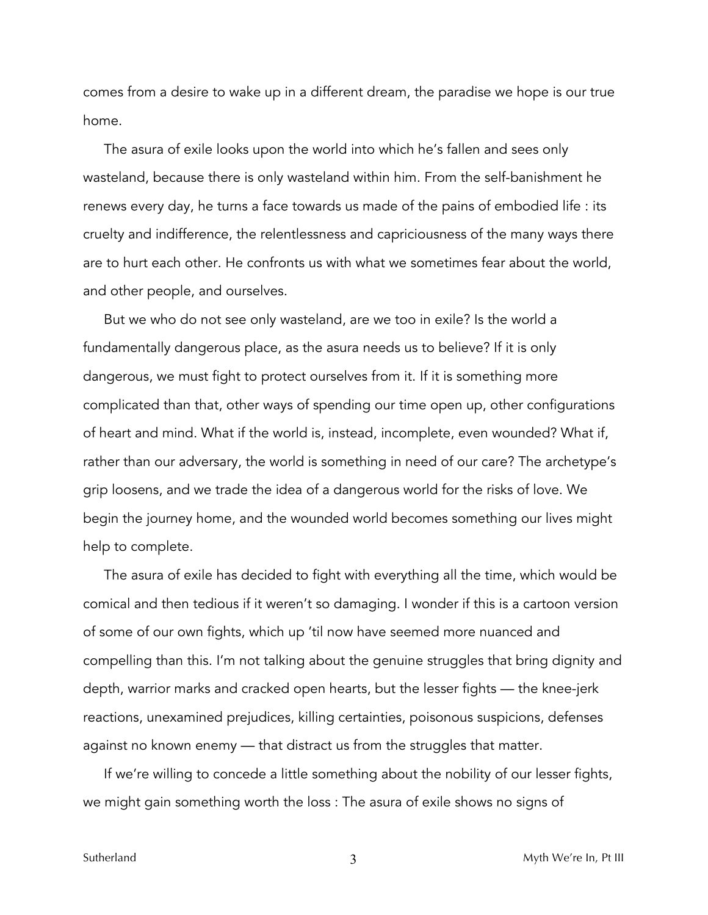comes from a desire to wake up in a different dream, the paradise we hope is our true home.

The asura of exile looks upon the world into which he's fallen and sees only wasteland, because there is only wasteland within him. From the self-banishment he renews every day, he turns a face towards us made of the pains of embodied life : its cruelty and indifference, the relentlessness and capriciousness of the many ways there are to hurt each other. He confronts us with what we sometimes fear about the world, and other people, and ourselves.

But we who do not see only wasteland, are we too in exile? Is the world a fundamentally dangerous place, as the asura needs us to believe? If it is only dangerous, we must fight to protect ourselves from it. If it is something more complicated than that, other ways of spending our time open up, other configurations of heart and mind. What if the world is, instead, incomplete, even wounded? What if, rather than our adversary, the world is something in need of our care? The archetype's grip loosens, and we trade the idea of a dangerous world for the risks of love. We begin the journey home, and the wounded world becomes something our lives might help to complete.

The asura of exile has decided to fight with everything all the time, which would be comical and then tedious if it weren't so damaging. I wonder if this is a cartoon version of some of our own fights, which up 'til now have seemed more nuanced and compelling than this. I'm not talking about the genuine struggles that bring dignity and depth, warrior marks and cracked open hearts, but the lesser fights — the knee-jerk reactions, unexamined prejudices, killing certainties, poisonous suspicions, defenses against no known enemy — that distract us from the struggles that matter.

If we're willing to concede a little something about the nobility of our lesser fights, we might gain something worth the loss : The asura of exile shows no signs of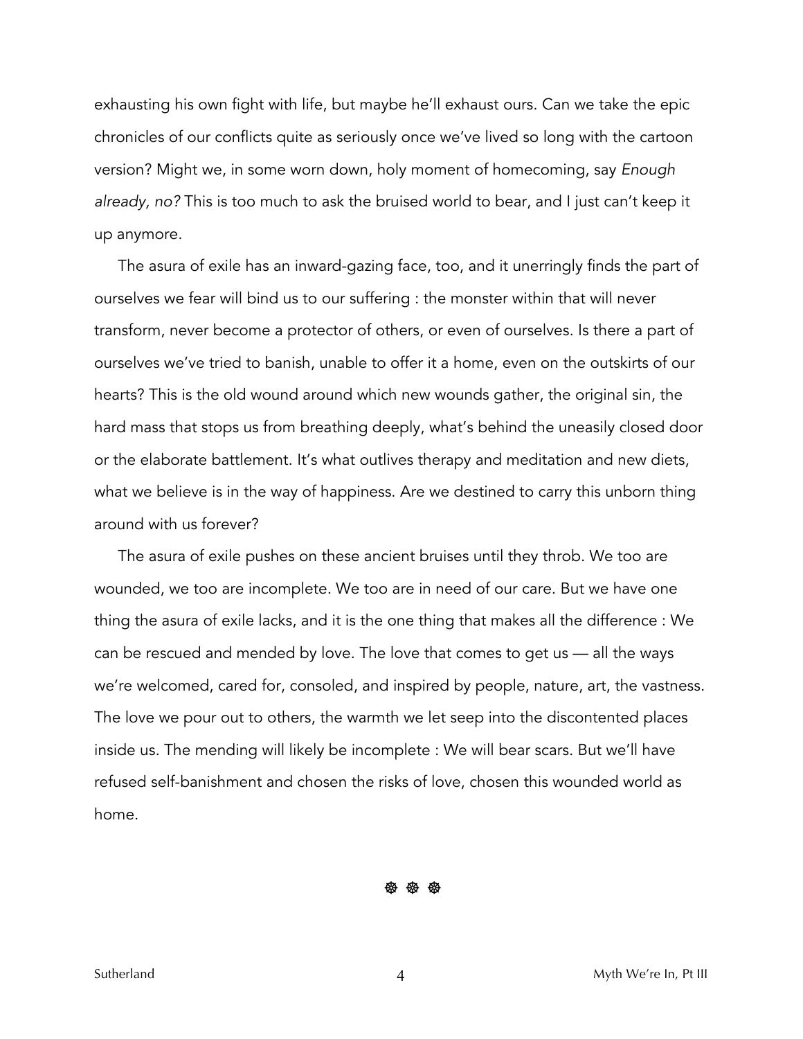exhausting his own fight with life, but maybe he'll exhaust ours. Can we take the epic chronicles of our conflicts quite as seriously once we've lived so long with the cartoon version? Might we, in some worn down, holy moment of homecoming, say *Enough already, no?* This is too much to ask the bruised world to bear, and I just can't keep it up anymore.

The asura of exile has an inward-gazing face, too, and it unerringly finds the part of ourselves we fear will bind us to our suffering : the monster within that will never transform, never become a protector of others, or even of ourselves. Is there a part of ourselves we've tried to banish, unable to offer it a home, even on the outskirts of our hearts? This is the old wound around which new wounds gather, the original sin, the hard mass that stops us from breathing deeply, what's behind the uneasily closed door or the elaborate battlement. It's what outlives therapy and meditation and new diets, what we believe is in the way of happiness. Are we destined to carry this unborn thing around with us forever?

The asura of exile pushes on these ancient bruises until they throb. We too are wounded, we too are incomplete. We too are in need of our care. But we have one thing the asura of exile lacks, and it is the one thing that makes all the difference : We can be rescued and mended by love. The love that comes to get us — all the ways we're welcomed, cared for, consoled, and inspired by people, nature, art, the vastness. The love we pour out to others, the warmth we let seep into the discontented places inside us. The mending will likely be incomplete : We will bear scars. But we'll have refused self-banishment and chosen the risks of love, chosen this wounded world as home.

☸ ☸ ☸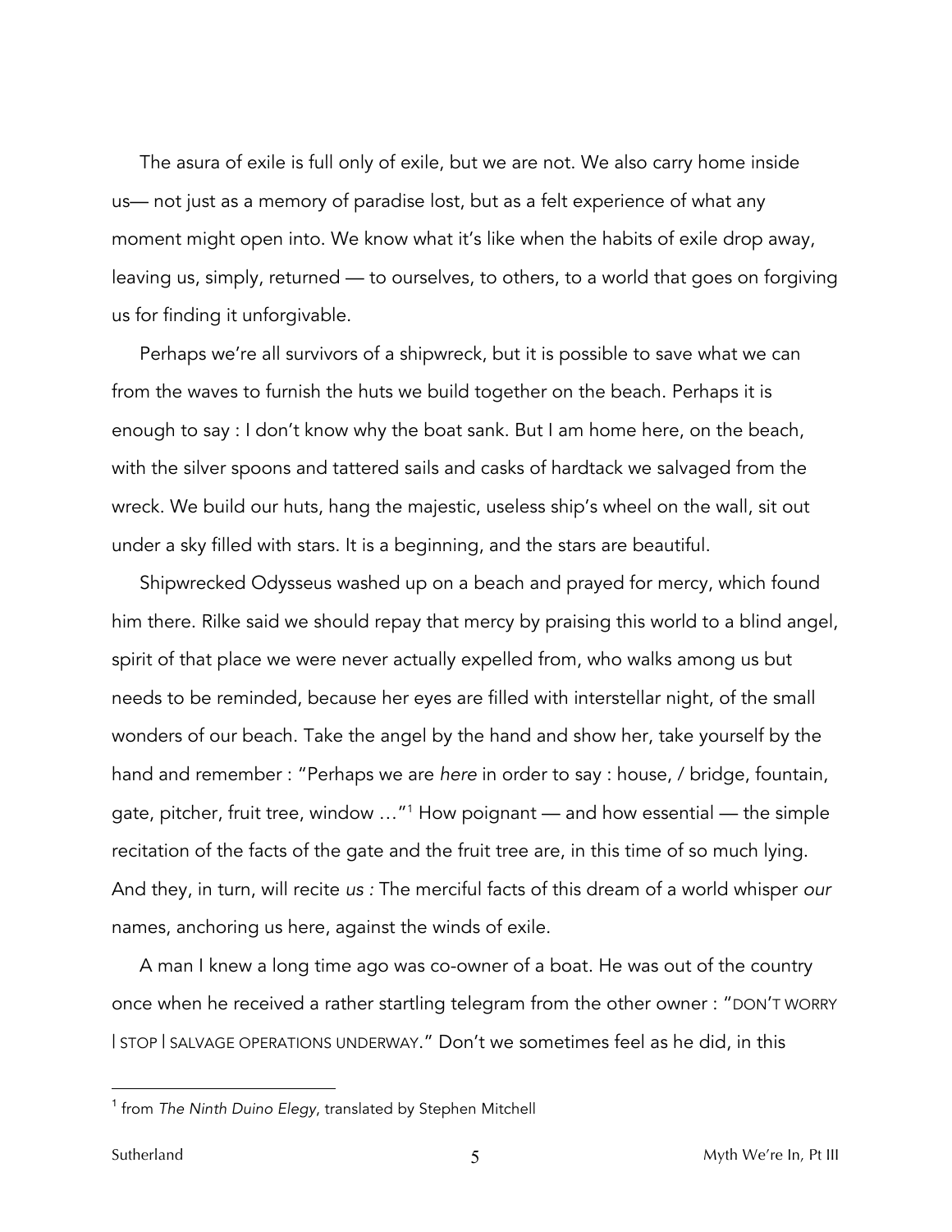The asura of exile is full only of exile, but we are not. We also carry home inside us— not just as a memory of paradise lost, but as a felt experience of what any moment might open into. We know what it's like when the habits of exile drop away, leaving us, simply, returned — to ourselves, to others, to a world that goes on forgiving us for finding it unforgivable.

Perhaps we're all survivors of a shipwreck, but it is possible to save what we can from the waves to furnish the huts we build together on the beach. Perhaps it is enough to say : I don't know why the boat sank. But I am home here, on the beach, with the silver spoons and tattered sails and casks of hardtack we salvaged from the wreck. We build our huts, hang the majestic, useless ship's wheel on the wall, sit out under a sky filled with stars. It is a beginning, and the stars are beautiful.

Shipwrecked Odysseus washed up on a beach and prayed for mercy, which found him there. Rilke said we should repay that mercy by praising this world to a blind angel, spirit of that place we were never actually expelled from, who walks among us but needs to be reminded, because her eyes are filled with interstellar night, of the small wonders of our beach. Take the angel by the hand and show her, take yourself by the hand and remember : "Perhaps we are *here* in order to say : house, / bridge, fountain, gate, pitcher, fruit tree, window …"[1] How poignant — and how essential — the simple recitation of the facts of the gate and the fruit tree are, in this time of so much lying. And they, in turn, will recite *us :* The merciful facts of this dream of a world whisper *our* names, anchoring us here, against the winds of exile.

A man I knew a long time ago was co-owner of a boat. He was out of the country once when he received a rather startling telegram from the other owner : "DON'T WORRY | STOP | SALVAGE OPERATIONS UNDERWAY." Don't we sometimes feel as he did, in this

---

[1] from *The Ninth Duino Elegy*, translated by Stephen Mitchell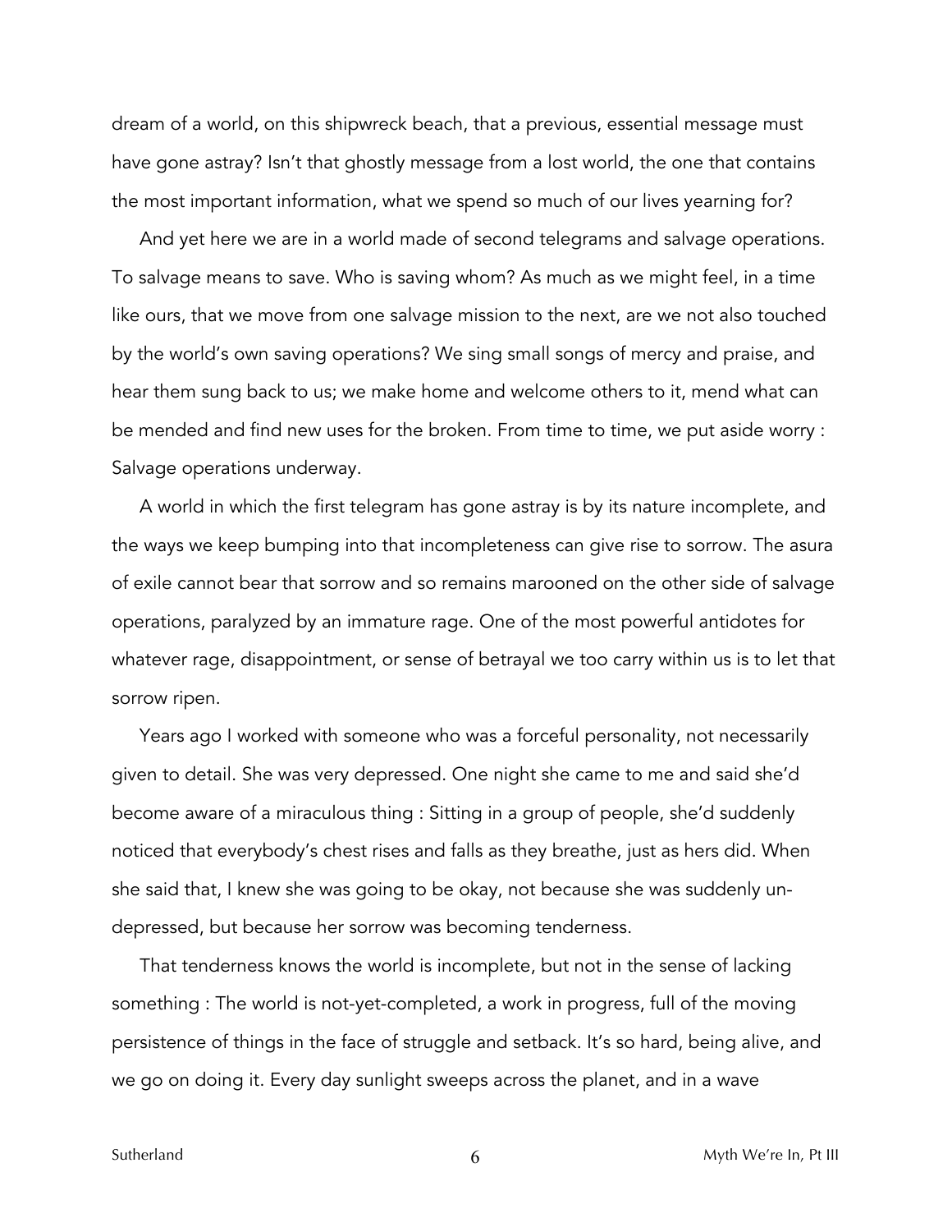dream of a world, on this shipwreck beach, that a previous, essential message must have gone astray? Isn't that ghostly message from a lost world, the one that contains the most important information, what we spend so much of our lives yearning for?

And yet here we are in a world made of second telegrams and salvage operations. To salvage means to save. Who is saving whom? As much as we might feel, in a time like ours, that we move from one salvage mission to the next, are we not also touched by the world's own saving operations? We sing small songs of mercy and praise, and hear them sung back to us; we make home and welcome others to it, mend what can be mended and find new uses for the broken. From time to time, we put aside worry : Salvage operations underway.

A world in which the first telegram has gone astray is by its nature incomplete, and the ways we keep bumping into that incompleteness can give rise to sorrow. The asura of exile cannot bear that sorrow and so remains marooned on the other side of salvage operations, paralyzed by an immature rage. One of the most powerful antidotes for whatever rage, disappointment, or sense of betrayal we too carry within us is to let that sorrow ripen.

Years ago I worked with someone who was a forceful personality, not necessarily given to detail. She was very depressed. One night she came to me and said she'd become aware of a miraculous thing : Sitting in a group of people, she'd suddenly noticed that everybody's chest rises and falls as they breathe, just as hers did. When she said that, I knew she was going to be okay, not because she was suddenly un-depressed, but because her sorrow was becoming tenderness.

That tenderness knows the world is incomplete, but not in the sense of lacking something : The world is not-yet-completed, a work in progress, full of the moving persistence of things in the face of struggle and setback. It's so hard, being alive, and we go on doing it. Every day sunlight sweeps across the planet, and in a wave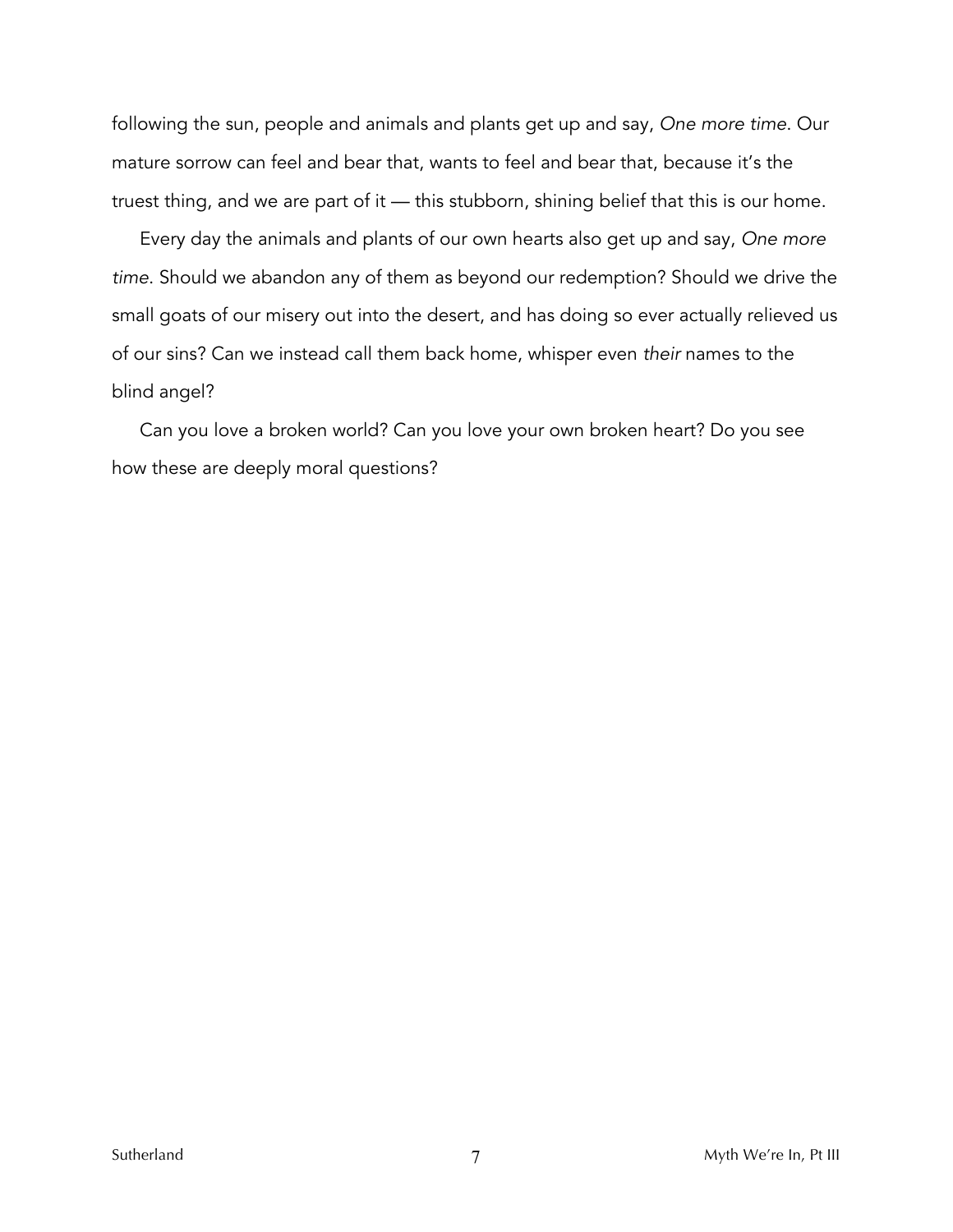following the sun, people and animals and plants get up and say, *One more time*. Our mature sorrow can feel and bear that, wants to feel and bear that, because it's the truest thing, and we are part of it — this stubborn, shining belief that this is our home.

Every day the animals and plants of our own hearts also get up and say, *One more time*. Should we abandon any of them as beyond our redemption? Should we drive the small goats of our misery out into the desert, and has doing so ever actually relieved us of our sins? Can we instead call them back home, whisper even *their* names to the blind angel?

Can you love a broken world? Can you love your own broken heart? Do you see how these are deeply moral questions?